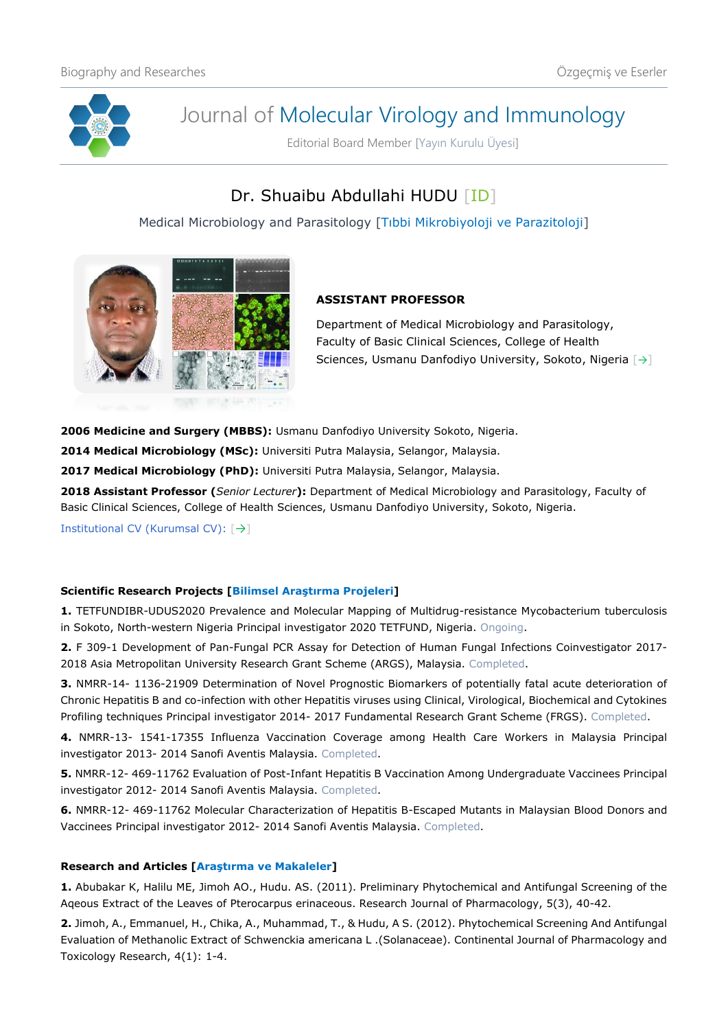Biography and Researches | Özgeçmiş ve Eserler

# Journal of Molecular Virology and Immunology

Editorial Board Member [Yayın Kurulu Üyesi]

## Dr. Shuaibu Abdullahi HUDU [ID]

Medical Microbiology and Parasitology [Tıbbi Mikrobiyoloji ve Parazitoloji]

**ASSISTANT PROFESSOR**

Department of Medical Microbiology and Parasitology, Faculty of Basic Clinical Sciences, College of Health Sciences, Usmanu Danfodiyo University, Sokoto, Nigeria [→]

**2006 Medicine and Surgery (MBBS):** Usmanu Danfodiyo University Sokoto, Nigeria.

**2014 Medical Microbiology (MSc):** Universiti Putra Malaysia, Selangor, Malaysia.

**2017 Medical Microbiology (PhD):** Universiti Putra Malaysia, Selangor, Malaysia.

**2018 Assistant Professor (***Senior Lecturer***):** Department of Medical Microbiology and Parasitology, Faculty of Basic Clinical Sciences, College of Health Sciences, Usmanu Danfodiyo University, Sokoto, Nigeria.

Institutional CV (Kurumsal CV): [→]

### Scientific Research Projects [Bilimsel Araştırma Projeleri]

**1.** TETFUNDIBR-UDUS2020 Prevalence and Molecular Mapping of Multidrug-resistance Mycobacterium tuberculosis in Sokoto, North-western Nigeria Principal investigator 2020 TETFUND, Nigeria. Ongoing.

**2.** F 309-1 Development of Pan-Fungal PCR Assay for Detection of Human Fungal Infections Coinvestigator 2017-2018 Asia Metropolitan University Research Grant Scheme (ARGS), Malaysia. Completed.

**3.** NMRR-14- 1136-21909 Determination of Novel Prognostic Biomarkers of potentially fatal acute deterioration of Chronic Hepatitis B and co-infection with other Hepatitis viruses using Clinical, Virological, Biochemical and Cytokines Profiling techniques Principal investigator 2014- 2017 Fundamental Research Grant Scheme (FRGS). Completed.

**4.** NMRR-13- 1541-17355 Influenza Vaccination Coverage among Health Care Workers in Malaysia Principal investigator 2013- 2014 Sanofi Aventis Malaysia. Completed.

**5.** NMRR-12- 469-11762 Evaluation of Post-Infant Hepatitis B Vaccination Among Undergraduate Vaccinees Principal investigator 2012- 2014 Sanofi Aventis Malaysia. Completed.

**6.** NMRR-12- 469-11762 Molecular Characterization of Hepatitis B-Escaped Mutants in Malaysian Blood Donors and Vaccinees Principal investigator 2012- 2014 Sanofi Aventis Malaysia. Completed.

### Research and Articles [Araştırma ve Makaleler]

**1.** Abubakar K, Halilu ME, Jimoh AO., Hudu. AS. (2011). Preliminary Phytochemical and Antifungal Screening of the Aqeous Extract of the Leaves of Pterocarpus erinaceous. Research Journal of Pharmacology, 5(3), 40-42.

**2.** Jimoh, A., Emmanuel, H., Chika, A., Muhammad, T., & Hudu, A S. (2012). Phytochemical Screening And Antifungal Evaluation of Methanolic Extract of Schwenckia americana L .(Solanaceae). Continental Journal of Pharmacology and Toxicology Research, 4(1): 1-4.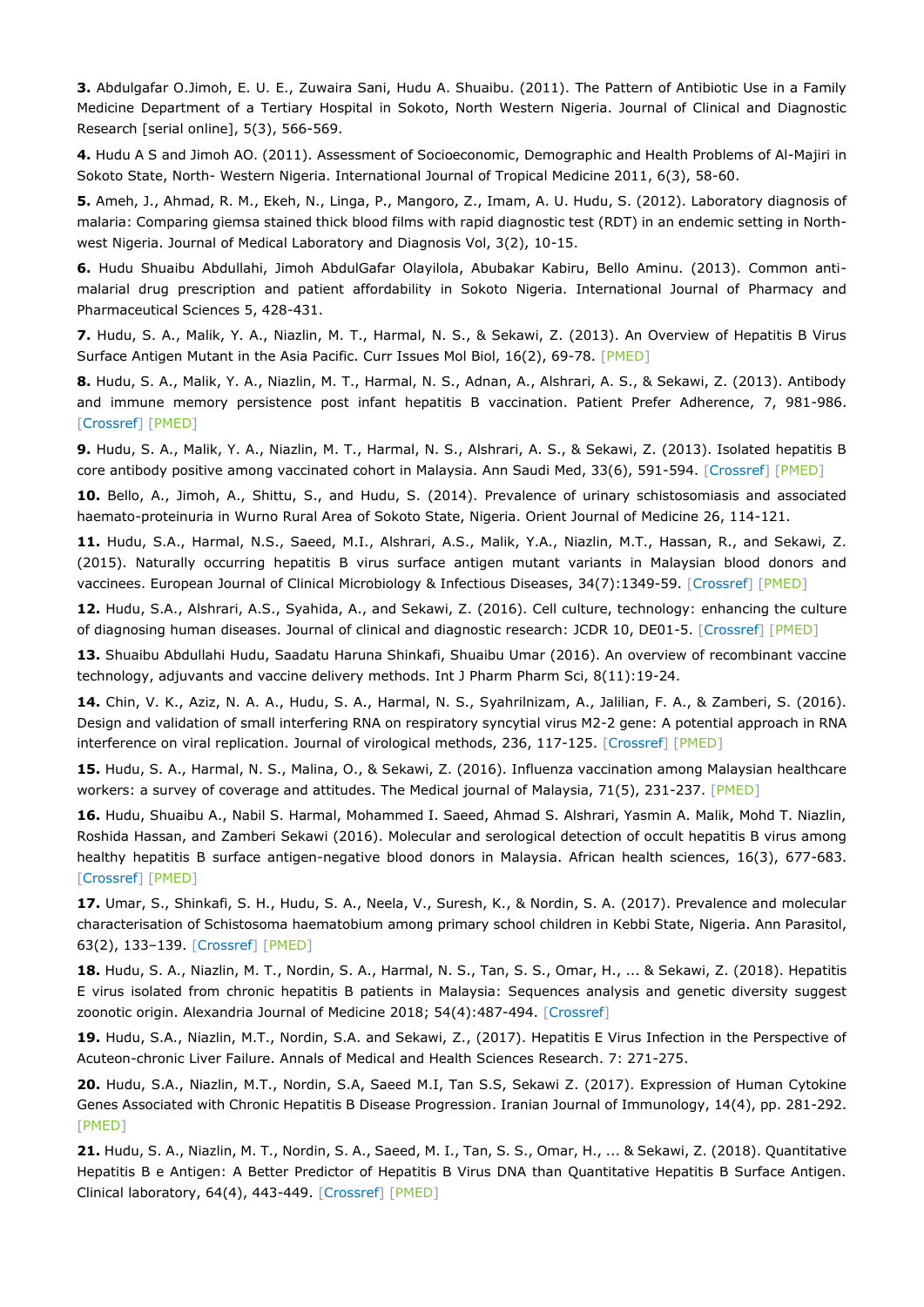**3.** Abdulgafar O.Jimoh, E. U. E., Zuwaira Sani, Hudu A. Shuaibu. (2011). The Pattern of Antibiotic Use in a Family Medicine Department of a Tertiary Hospital in Sokoto, North Western Nigeria. Journal of Clinical and Diagnostic Research [serial online], 5(3), 566-569.

**4.** Hudu A S and Jimoh AO. (2011). Assessment of Socioeconomic, Demographic and Health Problems of Al-Majiri in Sokoto State, North- Western Nigeria. International Journal of Tropical Medicine 2011, 6(3), 58-60.

**5.** Ameh, J., Ahmad, R. M., Ekeh, N., Linga, P., Mangoro, Z., Imam, A. U. Hudu, S. (2012). Laboratory diagnosis of malaria: Comparing giemsa stained thick blood films with rapid diagnostic test (RDT) in an endemic setting in North-west Nigeria. Journal of Medical Laboratory and Diagnosis Vol, 3(2), 10-15.

**6.** Hudu Shuaibu Abdullahi, Jimoh AbdulGafar Olayilola, Abubakar Kabiru, Bello Aminu. (2013). Common anti-malarial drug prescription and patient affordability in Sokoto Nigeria. International Journal of Pharmacy and Pharmaceutical Sciences 5, 428-431.

**7.** Hudu, S. A., Malik, Y. A., Niazlin, M. T., Harmal, N. S., & Sekawi, Z. (2013). An Overview of Hepatitis B Virus Surface Antigen Mutant in the Asia Pacific. Curr Issues Mol Biol, 16(2), 69-78. [PMED]

**8.** Hudu, S. A., Malik, Y. A., Niazlin, M. T., Harmal, N. S., Adnan, A., Alshrari, A. S., & Sekawi, Z. (2013). Antibody and immune memory persistence post infant hepatitis B vaccination. Patient Prefer Adherence, 7, 981-986. [Crossref] [PMED]

**9.** Hudu, S. A., Malik, Y. A., Niazlin, M. T., Harmal, N. S., Alshrari, A. S., & Sekawi, Z. (2013). Isolated hepatitis B core antibody positive among vaccinated cohort in Malaysia. Ann Saudi Med, 33(6), 591-594. [Crossref] [PMED]

**10.** Bello, A., Jimoh, A., Shittu, S., and Hudu, S. (2014). Prevalence of urinary schistosomiasis and associated haemato-proteinuria in Wurno Rural Area of Sokoto State, Nigeria. Orient Journal of Medicine 26, 114-121.

**11.** Hudu, S.A., Harmal, N.S., Saeed, M.I., Alshrari, A.S., Malik, Y.A., Niazlin, M.T., Hassan, R., and Sekawi, Z. (2015). Naturally occurring hepatitis B virus surface antigen mutant variants in Malaysian blood donors and vaccinees. European Journal of Clinical Microbiology & Infectious Diseases, 34(7):1349-59. [Crossref] [PMED]

**12.** Hudu, S.A., Alshrari, A.S., Syahida, A., and Sekawi, Z. (2016). Cell culture, technology: enhancing the culture of diagnosing human diseases. Journal of clinical and diagnostic research: JCDR 10, DE01-5. [Crossref] [PMED]

**13.** Shuaibu Abdullahi Hudu, Saadatu Haruna Shinkafi, Shuaibu Umar (2016). An overview of recombinant vaccine technology, adjuvants and vaccine delivery methods. Int J Pharm Pharm Sci, 8(11):19-24.

**14.** Chin, V. K., Aziz, N. A. A., Hudu, S. A., Harmal, N. S., Syahrilnizam, A., Jalilian, F. A., & Zamberi, S. (2016). Design and validation of small interfering RNA on respiratory syncytial virus M2-2 gene: A potential approach in RNA interference on viral replication. Journal of virological methods, 236, 117-125. [Crossref] [PMED]

**15.** Hudu, S. A., Harmal, N. S., Malina, O., & Sekawi, Z. (2016). Influenza vaccination among Malaysian healthcare workers: a survey of coverage and attitudes. The Medical journal of Malaysia, 71(5), 231-237. [PMED]

**16.** Hudu, Shuaibu A., Nabil S. Harmal, Mohammed I. Saeed, Ahmad S. Alshrari, Yasmin A. Malik, Mohd T. Niazlin, Roshida Hassan, and Zamberi Sekawi (2016). Molecular and serological detection of occult hepatitis B virus among healthy hepatitis B surface antigen-negative blood donors in Malaysia. African health sciences, 16(3), 677-683. [Crossref] [PMED]

**17.** Umar, S., Shinkafi, S. H., Hudu, S. A., Neela, V., Suresh, K., & Nordin, S. A. (2017). Prevalence and molecular characterisation of Schistosoma haematobium among primary school children in Kebbi State, Nigeria. Ann Parasitol, 63(2), 133–139. [Crossref] [PMED]

**18.** Hudu, S. A., Niazlin, M. T., Nordin, S. A., Harmal, N. S., Tan, S. S., Omar, H., ... & Sekawi, Z. (2018). Hepatitis E virus isolated from chronic hepatitis B patients in Malaysia: Sequences analysis and genetic diversity suggest zoonotic origin. Alexandria Journal of Medicine 2018; 54(4):487-494. [Crossref]

**19.** Hudu, S.A., Niazlin, M.T., Nordin, S.A. and Sekawi, Z., (2017). Hepatitis E Virus Infection in the Perspective of Acuteon-chronic Liver Failure. Annals of Medical and Health Sciences Research. 7: 271-275.

**20.** Hudu, S.A., Niazlin, M.T., Nordin, S.A, Saeed M.I, Tan S.S, Sekawi Z. (2017). Expression of Human Cytokine Genes Associated with Chronic Hepatitis B Disease Progression. Iranian Journal of Immunology, 14(4), pp. 281-292. [PMED]

**21.** Hudu, S. A., Niazlin, M. T., Nordin, S. A., Saeed, M. I., Tan, S. S., Omar, H., ... & Sekawi, Z. (2018). Quantitative Hepatitis B e Antigen: A Better Predictor of Hepatitis B Virus DNA than Quantitative Hepatitis B Surface Antigen. Clinical laboratory, 64(4), 443-449. [Crossref] [PMED]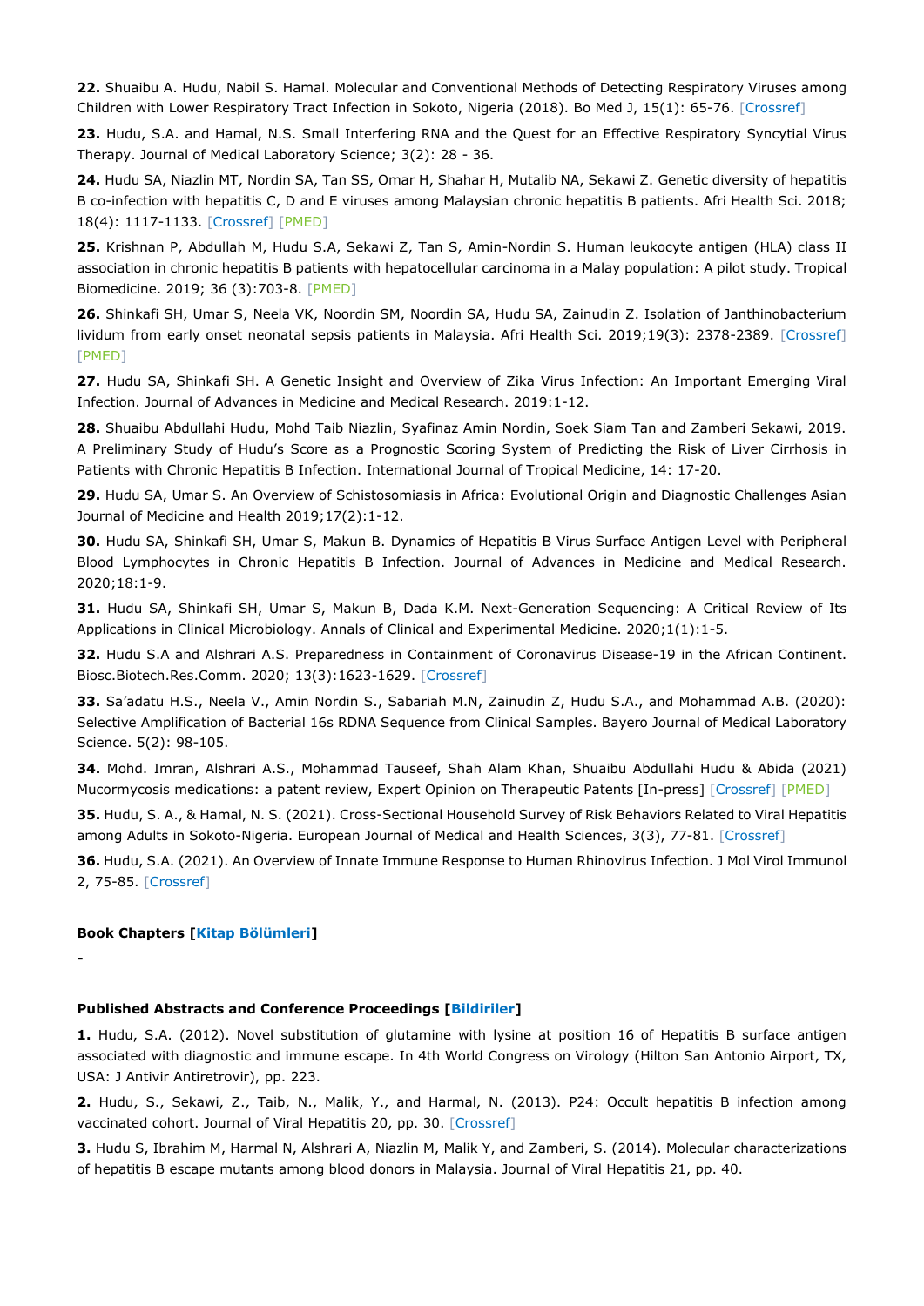**22.** Shuaibu A. Hudu, Nabil S. Hamal. Molecular and Conventional Methods of Detecting Respiratory Viruses among Children with Lower Respiratory Tract Infection in Sokoto, Nigeria (2018). Bo Med J, 15(1): 65-76. [Crossref]

**23.** Hudu, S.A. and Hamal, N.S. Small Interfering RNA and the Quest for an Effective Respiratory Syncytial Virus Therapy. Journal of Medical Laboratory Science; 3(2): 28 - 36.

**24.** Hudu SA, Niazlin MT, Nordin SA, Tan SS, Omar H, Shahar H, Mutalib NA, Sekawi Z. Genetic diversity of hepatitis B co-infection with hepatitis C, D and E viruses among Malaysian chronic hepatitis B patients. Afri Health Sci. 2018; 18(4): 1117-1133. [Crossref] [PMED]

**25.** Krishnan P, Abdullah M, Hudu S.A, Sekawi Z, Tan S, Amin-Nordin S. Human leukocyte antigen (HLA) class II association in chronic hepatitis B patients with hepatocellular carcinoma in a Malay population: A pilot study. Tropical Biomedicine. 2019; 36 (3):703-8. [PMED]

**26.** Shinkafi SH, Umar S, Neela VK, Noordin SM, Noordin SA, Hudu SA, Zainudin Z. Isolation of Janthinobacterium lividum from early onset neonatal sepsis patients in Malaysia. Afri Health Sci. 2019;19(3): 2378-2389. [Crossref] [PMED]

**27.** Hudu SA, Shinkafi SH. A Genetic Insight and Overview of Zika Virus Infection: An Important Emerging Viral Infection. Journal of Advances in Medicine and Medical Research. 2019:1-12.

**28.** Shuaibu Abdullahi Hudu, Mohd Taib Niazlin, Syafinaz Amin Nordin, Soek Siam Tan and Zamberi Sekawi, 2019. A Preliminary Study of Hudu's Score as a Prognostic Scoring System of Predicting the Risk of Liver Cirrhosis in Patients with Chronic Hepatitis B Infection. International Journal of Tropical Medicine, 14: 17-20.

**29.** Hudu SA, Umar S. An Overview of Schistosomiasis in Africa: Evolutional Origin and Diagnostic Challenges Asian Journal of Medicine and Health 2019;17(2):1-12.

**30.** Hudu SA, Shinkafi SH, Umar S, Makun B. Dynamics of Hepatitis B Virus Surface Antigen Level with Peripheral Blood Lymphocytes in Chronic Hepatitis B Infection. Journal of Advances in Medicine and Medical Research. 2020;18:1-9.

**31.** Hudu SA, Shinkafi SH, Umar S, Makun B, Dada K.M. Next-Generation Sequencing: A Critical Review of Its Applications in Clinical Microbiology. Annals of Clinical and Experimental Medicine. 2020;1(1):1-5.

**32.** Hudu S.A and Alshrari A.S. Preparedness in Containment of Coronavirus Disease-19 in the African Continent. Biosc.Biotech.Res.Comm. 2020; 13(3):1623-1629. [Crossref]

**33.** Sa'adatu H.S., Neela V., Amin Nordin S., Sabariah M.N, Zainudin Z, Hudu S.A., and Mohammad A.B. (2020): Selective Amplification of Bacterial 16s RDNA Sequence from Clinical Samples. Bayero Journal of Medical Laboratory Science. 5(2): 98-105.

**34.** Mohd. Imran, Alshrari A.S., Mohammad Tauseef, Shah Alam Khan, Shuaibu Abdullahi Hudu & Abida (2021) Mucormycosis medications: a patent review, Expert Opinion on Therapeutic Patents [In-press] [Crossref] [PMED]

**35.** Hudu, S. A., & Hamal, N. S. (2021). Cross-Sectional Household Survey of Risk Behaviors Related to Viral Hepatitis among Adults in Sokoto-Nigeria. European Journal of Medical and Health Sciences, 3(3), 77-81. [Crossref]

**36.** Hudu, S.A. (2021). An Overview of Innate Immune Response to Human Rhinovirus Infection. J Mol Virol Immunol 2, 75-85. [Crossref]

**Book Chapters [Kitap Bölümleri]**

-

**Published Abstracts and Conference Proceedings [Bildiriler]**

**1.** Hudu, S.A. (2012). Novel substitution of glutamine with lysine at position 16 of Hepatitis B surface antigen associated with diagnostic and immune escape. In 4th World Congress on Virology (Hilton San Antonio Airport, TX, USA: J Antivir Antiretrovir), pp. 223.

**2.** Hudu, S., Sekawi, Z., Taib, N., Malik, Y., and Harmal, N. (2013). P24: Occult hepatitis B infection among vaccinated cohort. Journal of Viral Hepatitis 20, pp. 30. [Crossref]

**3.** Hudu S, Ibrahim M, Harmal N, Alshrari A, Niazlin M, Malik Y, and Zamberi, S. (2014). Molecular characterizations of hepatitis B escape mutants among blood donors in Malaysia. Journal of Viral Hepatitis 21, pp. 40.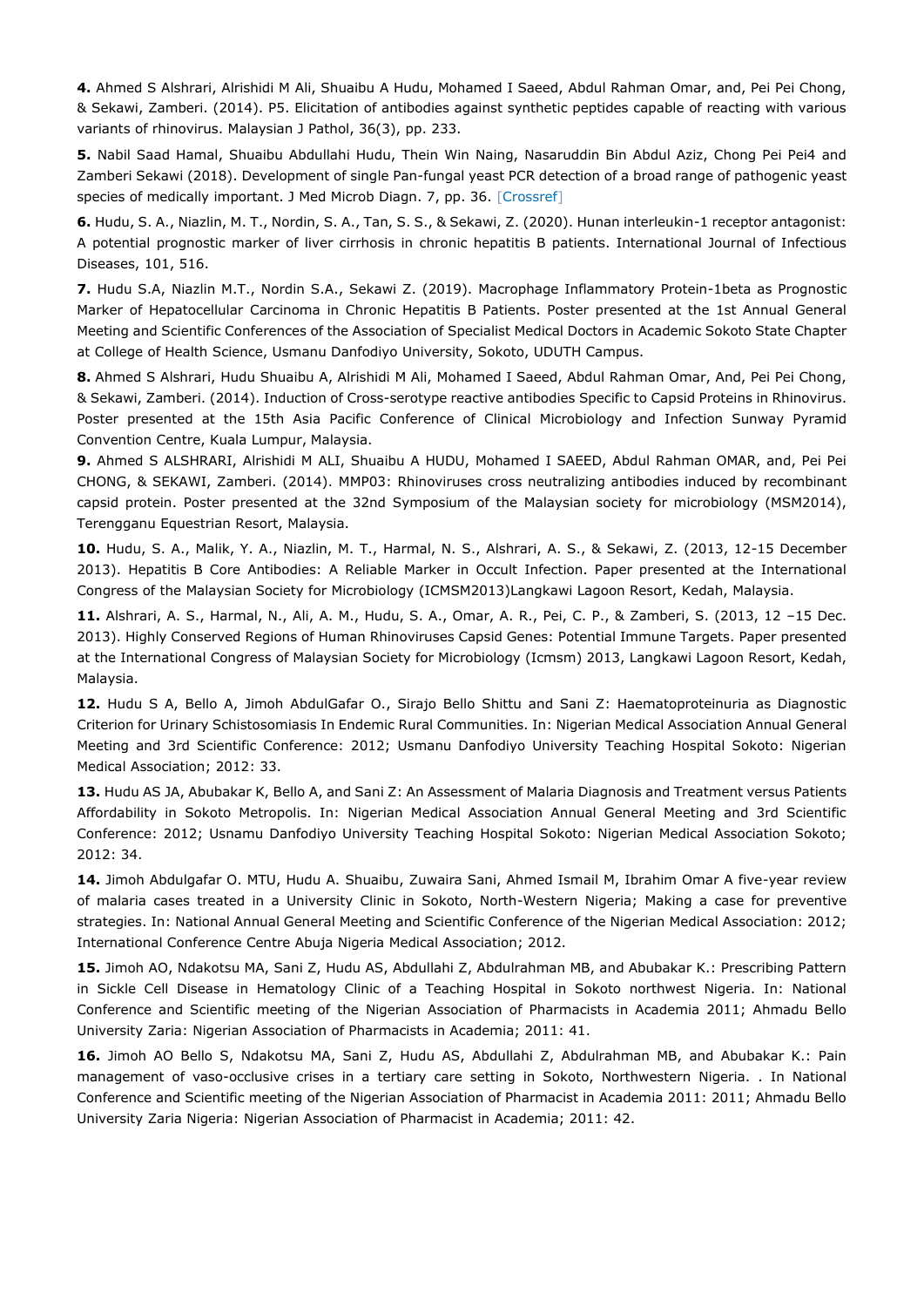**4.** Ahmed S Alshrari, Alrishidi M Ali, Shuaibu A Hudu, Mohamed I Saeed, Abdul Rahman Omar, and, Pei Pei Chong, & Sekawi, Zamberi. (2014). P5. Elicitation of antibodies against synthetic peptides capable of reacting with various variants of rhinovirus. Malaysian J Pathol, 36(3), pp. 233.

**5.** Nabil Saad Hamal, Shuaibu Abdullahi Hudu, Thein Win Naing, Nasaruddin Bin Abdul Aziz, Chong Pei Pei4 and Zamberi Sekawi (2018). Development of single Pan-fungal yeast PCR detection of a broad range of pathogenic yeast species of medically important. J Med Microb Diagn. 7, pp. 36. [Crossref]

**6.** Hudu, S. A., Niazlin, M. T., Nordin, S. A., Tan, S. S., & Sekawi, Z. (2020). Hunan interleukin-1 receptor antagonist: A potential prognostic marker of liver cirrhosis in chronic hepatitis B patients. International Journal of Infectious Diseases, 101, 516.

**7.** Hudu S.A, Niazlin M.T., Nordin S.A., Sekawi Z. (2019). Macrophage Inflammatory Protein-1beta as Prognostic Marker of Hepatocellular Carcinoma in Chronic Hepatitis B Patients. Poster presented at the 1st Annual General Meeting and Scientific Conferences of the Association of Specialist Medical Doctors in Academic Sokoto State Chapter at College of Health Science, Usmanu Danfodiyo University, Sokoto, UDUTH Campus.

**8.** Ahmed S Alshrari, Hudu Shuaibu A, Alrishidi M Ali, Mohamed I Saeed, Abdul Rahman Omar, And, Pei Pei Chong, & Sekawi, Zamberi. (2014). Induction of Cross-serotype reactive antibodies Specific to Capsid Proteins in Rhinovirus. Poster presented at the 15th Asia Pacific Conference of Clinical Microbiology and Infection Sunway Pyramid Convention Centre, Kuala Lumpur, Malaysia.

**9.** Ahmed S ALSHRARI, Alrishidi M ALI, Shuaibu A HUDU, Mohamed I SAEED, Abdul Rahman OMAR, and, Pei Pei CHONG, & SEKAWI, Zamberi. (2014). MMP03: Rhinoviruses cross neutralizing antibodies induced by recombinant capsid protein. Poster presented at the 32nd Symposium of the Malaysian society for microbiology (MSM2014), Terengganu Equestrian Resort, Malaysia.

**10.** Hudu, S. A., Malik, Y. A., Niazlin, M. T., Harmal, N. S., Alshrari, A. S., & Sekawi, Z. (2013, 12-15 December 2013). Hepatitis B Core Antibodies: A Reliable Marker in Occult Infection. Paper presented at the International Congress of the Malaysian Society for Microbiology (ICMSM2013)Langkawi Lagoon Resort, Kedah, Malaysia.

**11.** Alshrari, A. S., Harmal, N., Ali, A. M., Hudu, S. A., Omar, A. R., Pei, C. P., & Zamberi, S. (2013, 12 –15 Dec. 2013). Highly Conserved Regions of Human Rhinoviruses Capsid Genes: Potential Immune Targets. Paper presented at the International Congress of Malaysian Society for Microbiology (Icmsm) 2013, Langkawi Lagoon Resort, Kedah, Malaysia.

**12.** Hudu S A, Bello A, Jimoh AbdulGafar O., Sirajo Bello Shittu and Sani Z: Haematoproteinuria as Diagnostic Criterion for Urinary Schistosomiasis In Endemic Rural Communities. In: Nigerian Medical Association Annual General Meeting and 3rd Scientific Conference: 2012; Usmanu Danfodiyo University Teaching Hospital Sokoto: Nigerian Medical Association; 2012: 33.

**13.** Hudu AS JA, Abubakar K, Bello A, and Sani Z: An Assessment of Malaria Diagnosis and Treatment versus Patients Affordability in Sokoto Metropolis. In: Nigerian Medical Association Annual General Meeting and 3rd Scientific Conference: 2012; Usnamu Danfodiyo University Teaching Hospital Sokoto: Nigerian Medical Association Sokoto; 2012: 34.

**14.** Jimoh Abdulgafar O. MTU, Hudu A. Shuaibu, Zuwaira Sani, Ahmed Ismail M, Ibrahim Omar A five-year review of malaria cases treated in a University Clinic in Sokoto, North-Western Nigeria; Making a case for preventive strategies. In: National Annual General Meeting and Scientific Conference of the Nigerian Medical Association: 2012; International Conference Centre Abuja Nigeria Medical Association; 2012.

**15.** Jimoh AO, Ndakotsu MA, Sani Z, Hudu AS, Abdullahi Z, Abdulrahman MB, and Abubakar K.: Prescribing Pattern in Sickle Cell Disease in Hematology Clinic of a Teaching Hospital in Sokoto northwest Nigeria. In: National Conference and Scientific meeting of the Nigerian Association of Pharmacists in Academia 2011; Ahmadu Bello University Zaria: Nigerian Association of Pharmacists in Academia; 2011: 41.

**16.** Jimoh AO Bello S, Ndakotsu MA, Sani Z, Hudu AS, Abdullahi Z, Abdulrahman MB, and Abubakar K.: Pain management of vaso-occlusive crises in a tertiary care setting in Sokoto, Northwestern Nigeria. . In National Conference and Scientific meeting of the Nigerian Association of Pharmacist in Academia 2011: 2011; Ahmadu Bello University Zaria Nigeria: Nigerian Association of Pharmacist in Academia; 2011: 42.